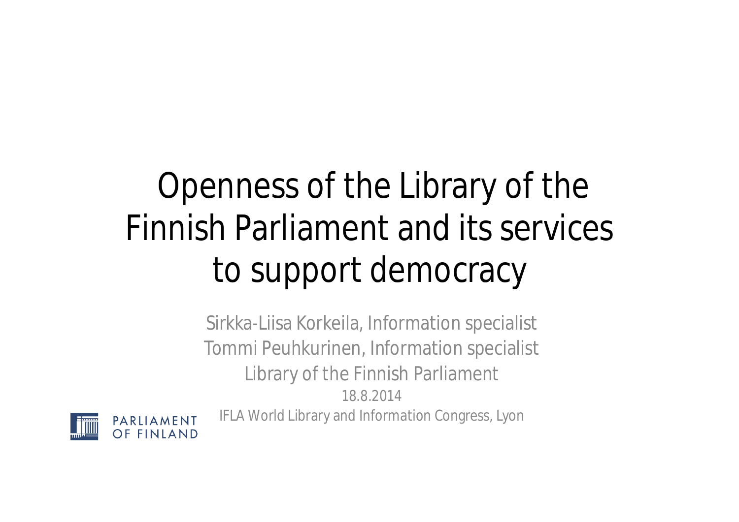# Openness of the Library of the Finnish Parliament and its services to support democracy

Sirkka-Liisa Korkeila, Information specialist
Tommi Peuhkurinen, Information specialist
Library of the Finnish Parliament
18.8.2014
IFLA World Library and Information Congress, Lyon

PARLIAMENT OF FINLAND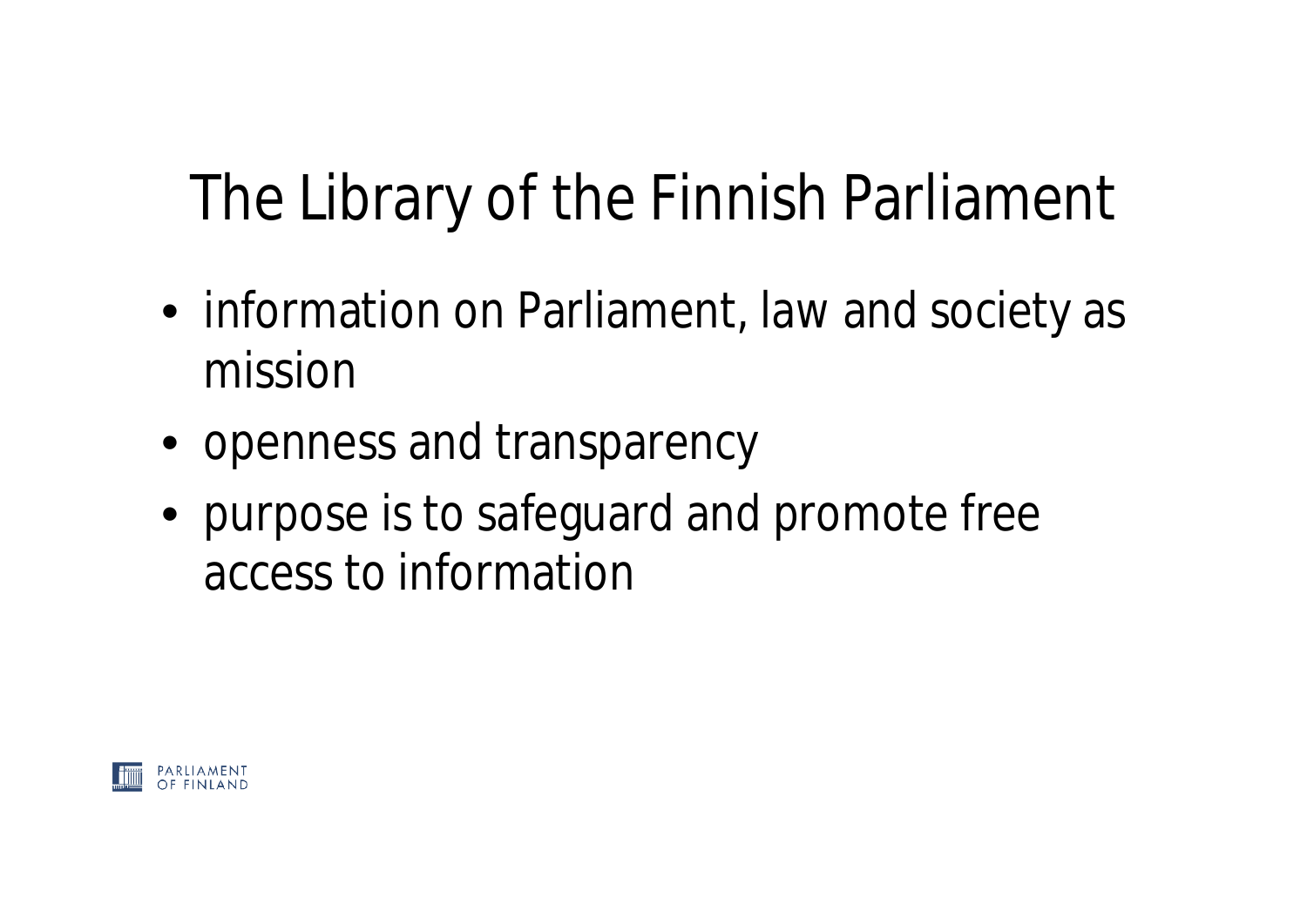# The Library of the Finnish Parliament

- information on Parliament, law and society as mission
- openness and transparency
- purpose is to safeguard and promote free access to information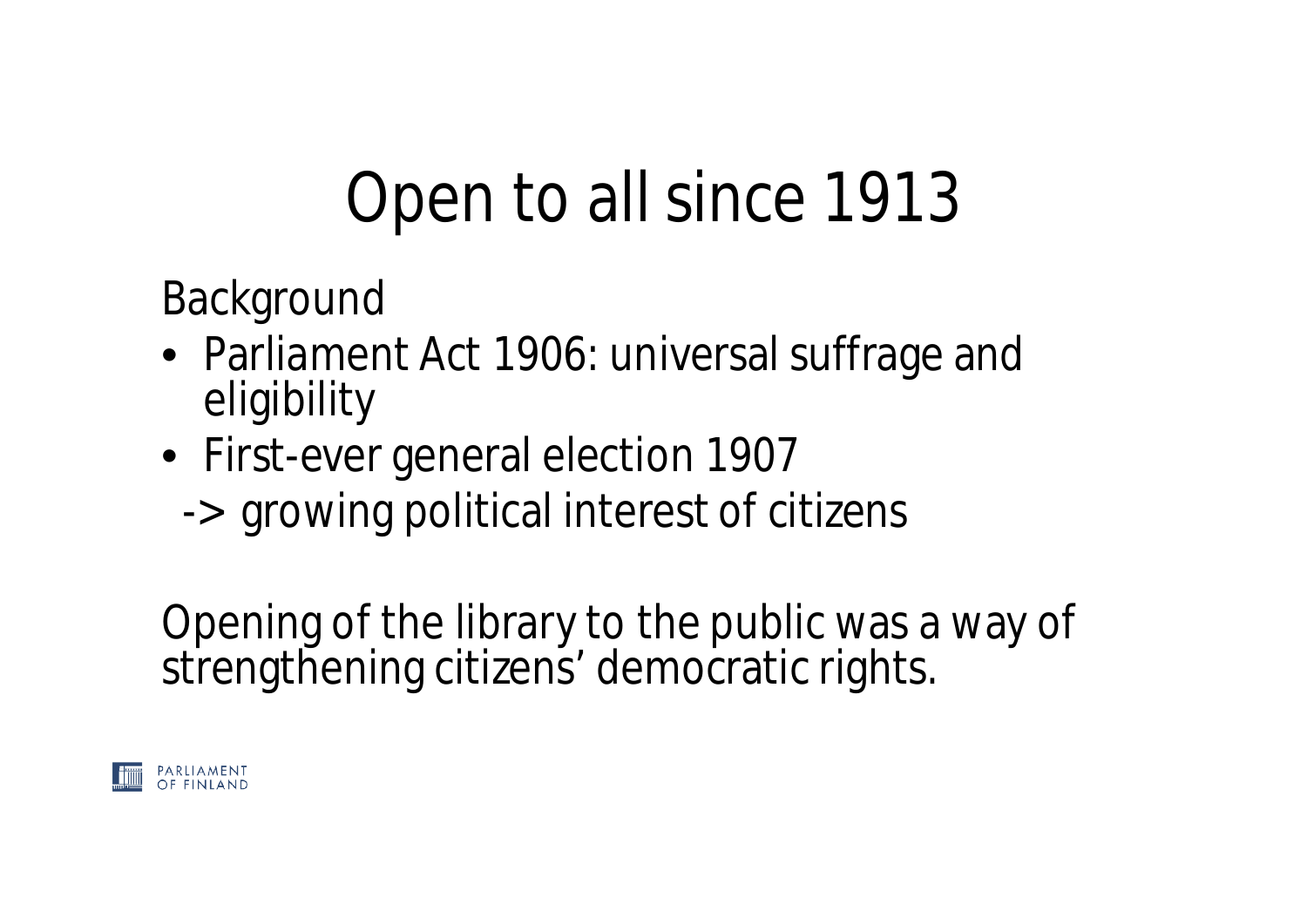# Open to all since 1913

Background

- Parliament Act 1906: universal suffrage and eligibility
- First-ever general election 1907

  -> growing political interest of citizens

Opening of the library to the public was a way of strengthening citizens' democratic rights.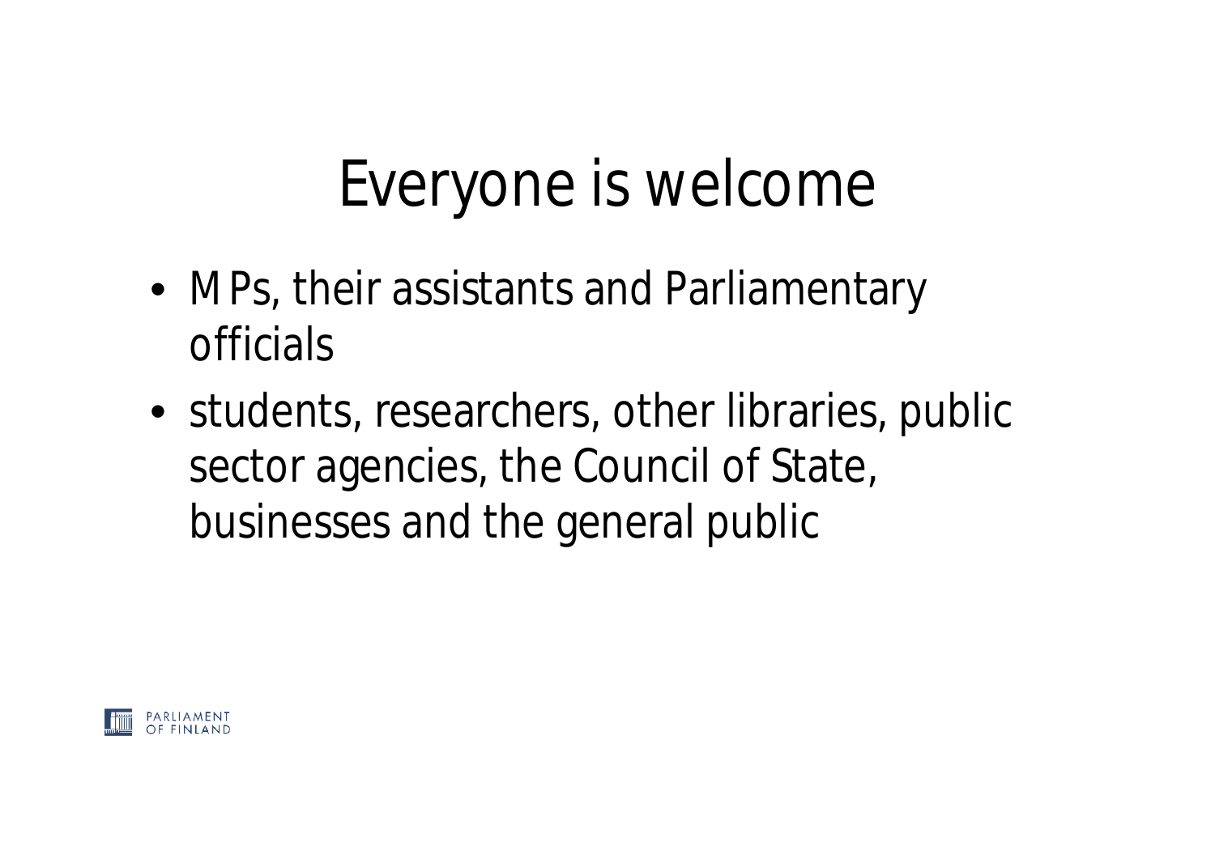# Everyone is welcome

- MPs, their assistants and Parliamentary officials
- students, researchers, other libraries, public sector agencies, the Council of State, businesses and the general public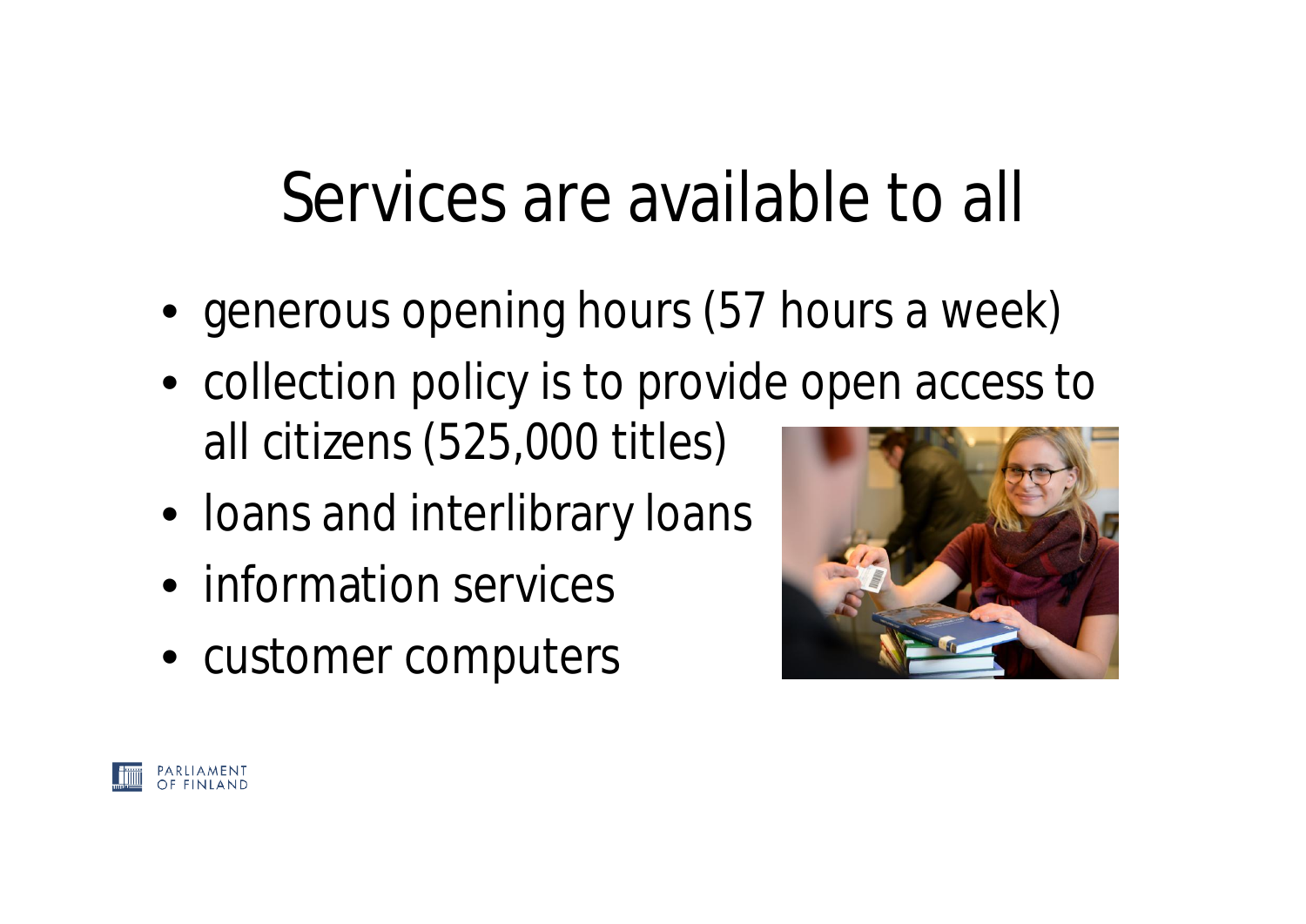# Services are available to all

- generous opening hours (57 hours a week)
- collection policy is to provide open access to all citizens (525,000 titles)
- loans and interlibrary loans
- information services
- customer computers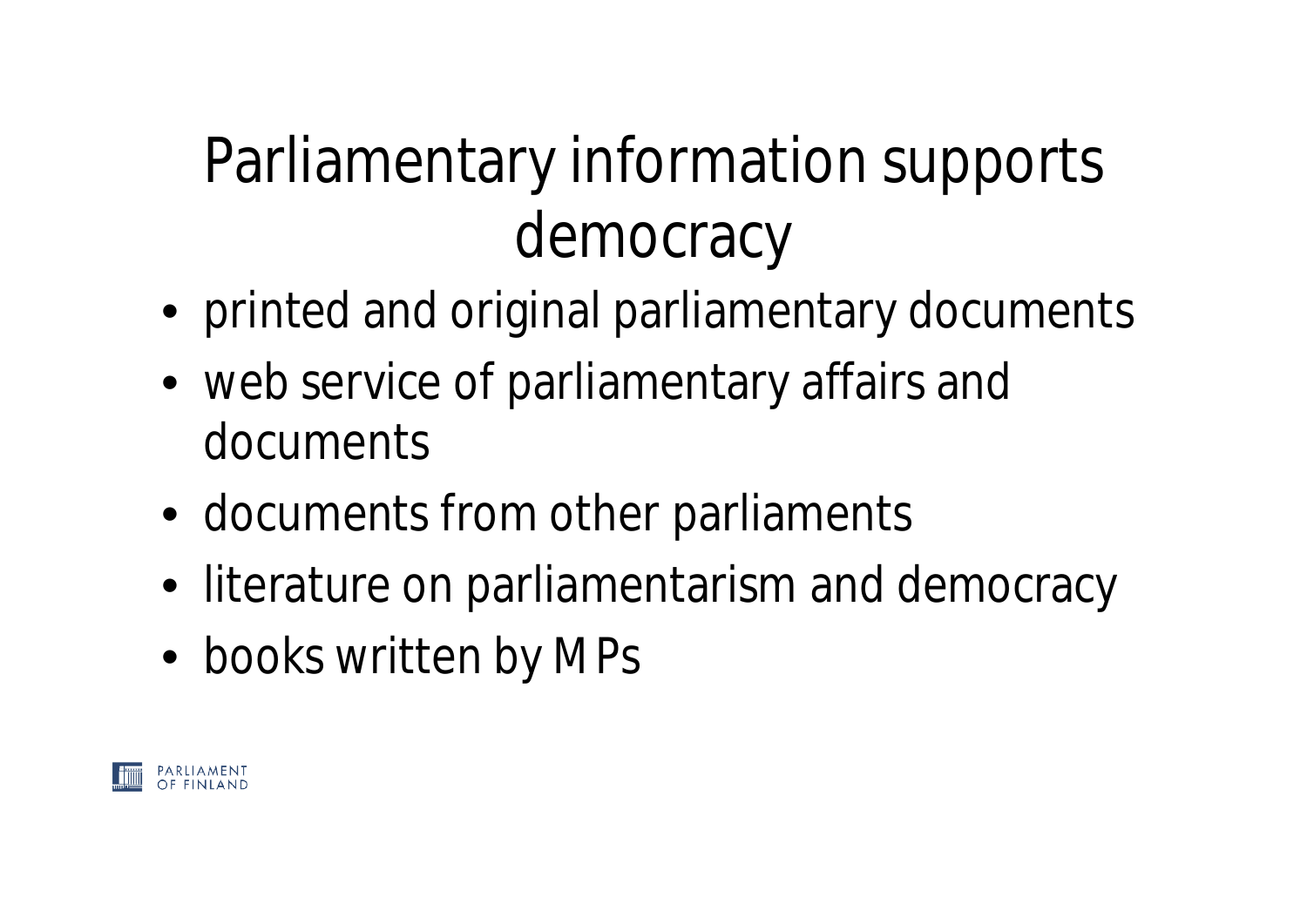# Parliamentary information supports democracy

- printed and original parliamentary documents
- web service of parliamentary affairs and documents
- documents from other parliaments
- literature on parliamentarism and democracy
- books written by MPs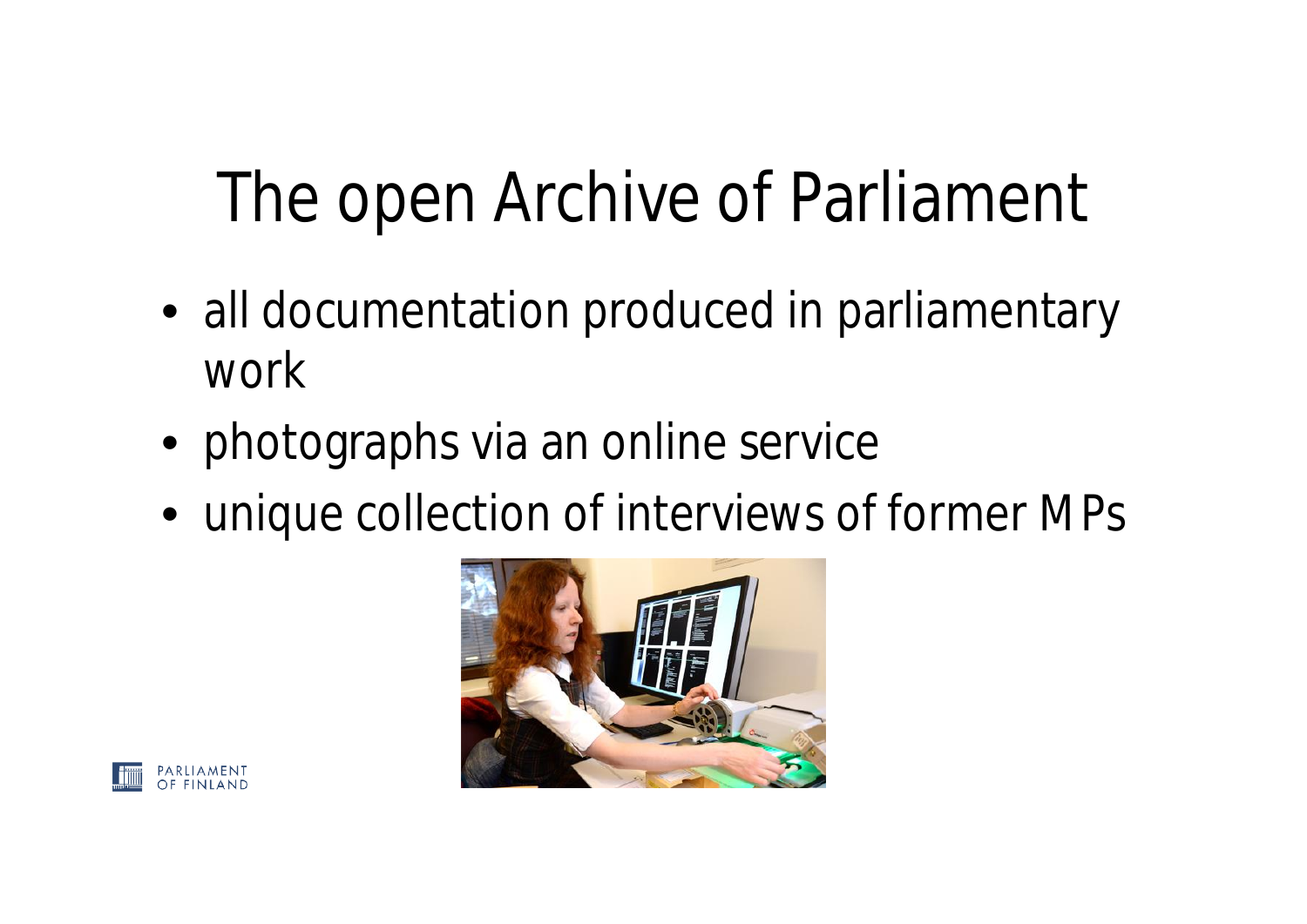# The open Archive of Parliament

- all documentation produced in parliamentary work
- photographs via an online service
- unique collection of interviews of former MPs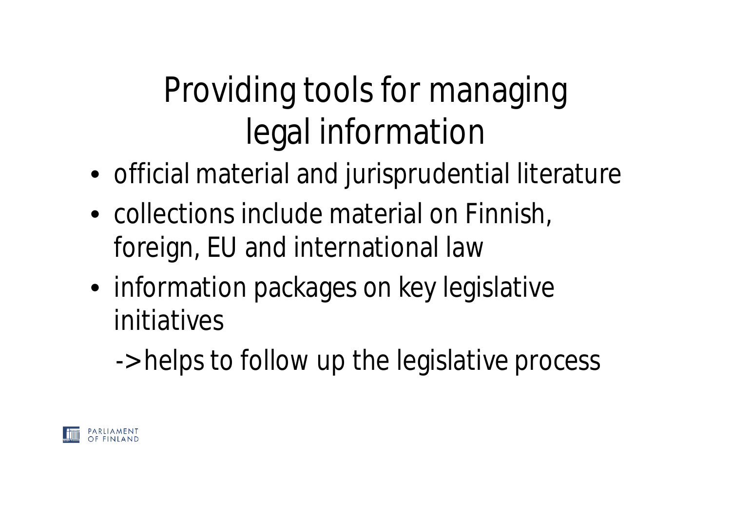# Providing tools for managing legal information

- official material and jurisprudential literature
- collections include material on Finnish, foreign, EU and international law
- information packages on key legislative initiatives

  -> helps to follow up the legislative process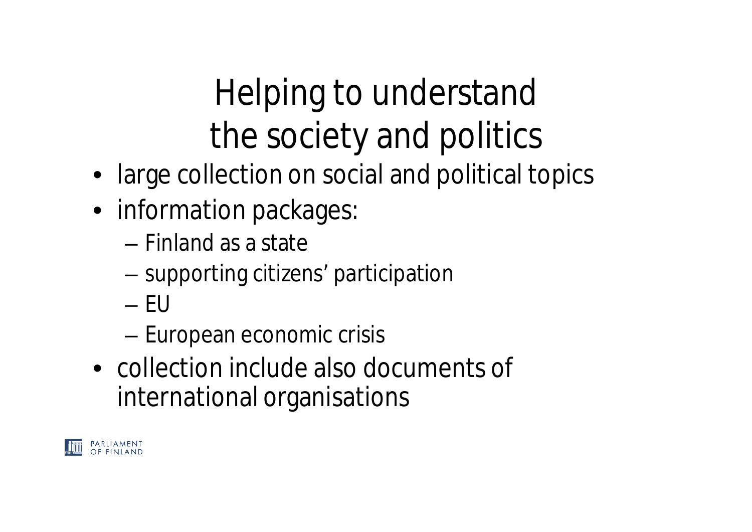# Helping to understand the society and politics

- large collection on social and political topics
- information packages:
  - Finland as a state
  - supporting citizens' participation
  - EU
  - European economic crisis
- collection include also documents of international organisations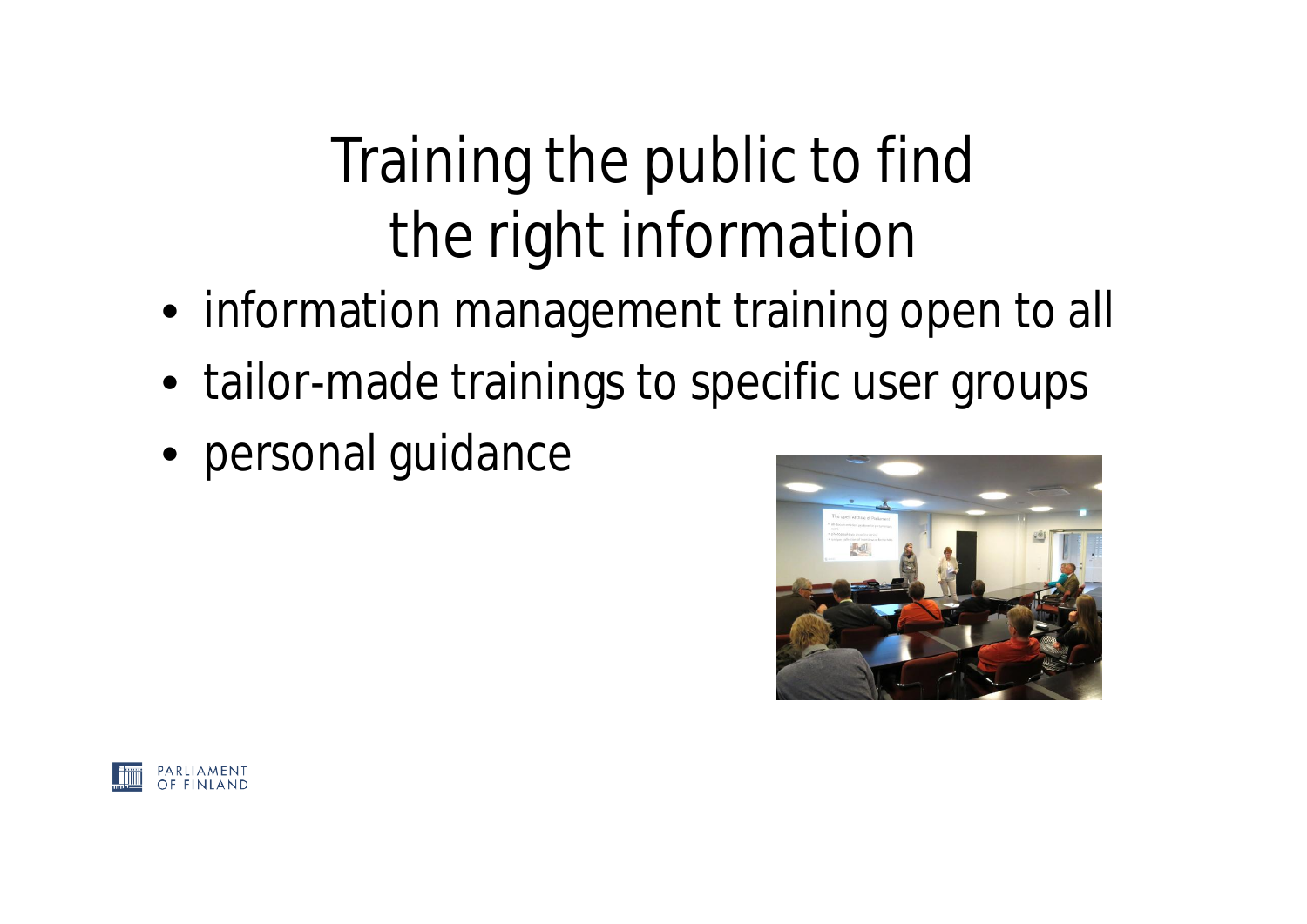# Training the public to find the right information

- information management training open to all
- tailor-made trainings to specific user groups
- personal guidance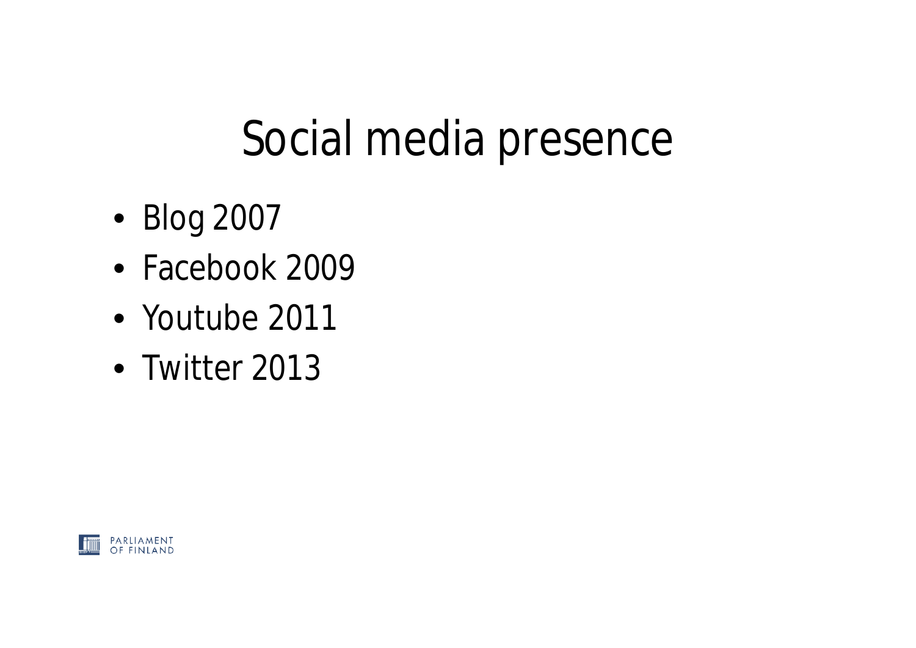# Social media presence

- Blog 2007
- Facebook 2009
- Youtube 2011
- Twitter 2013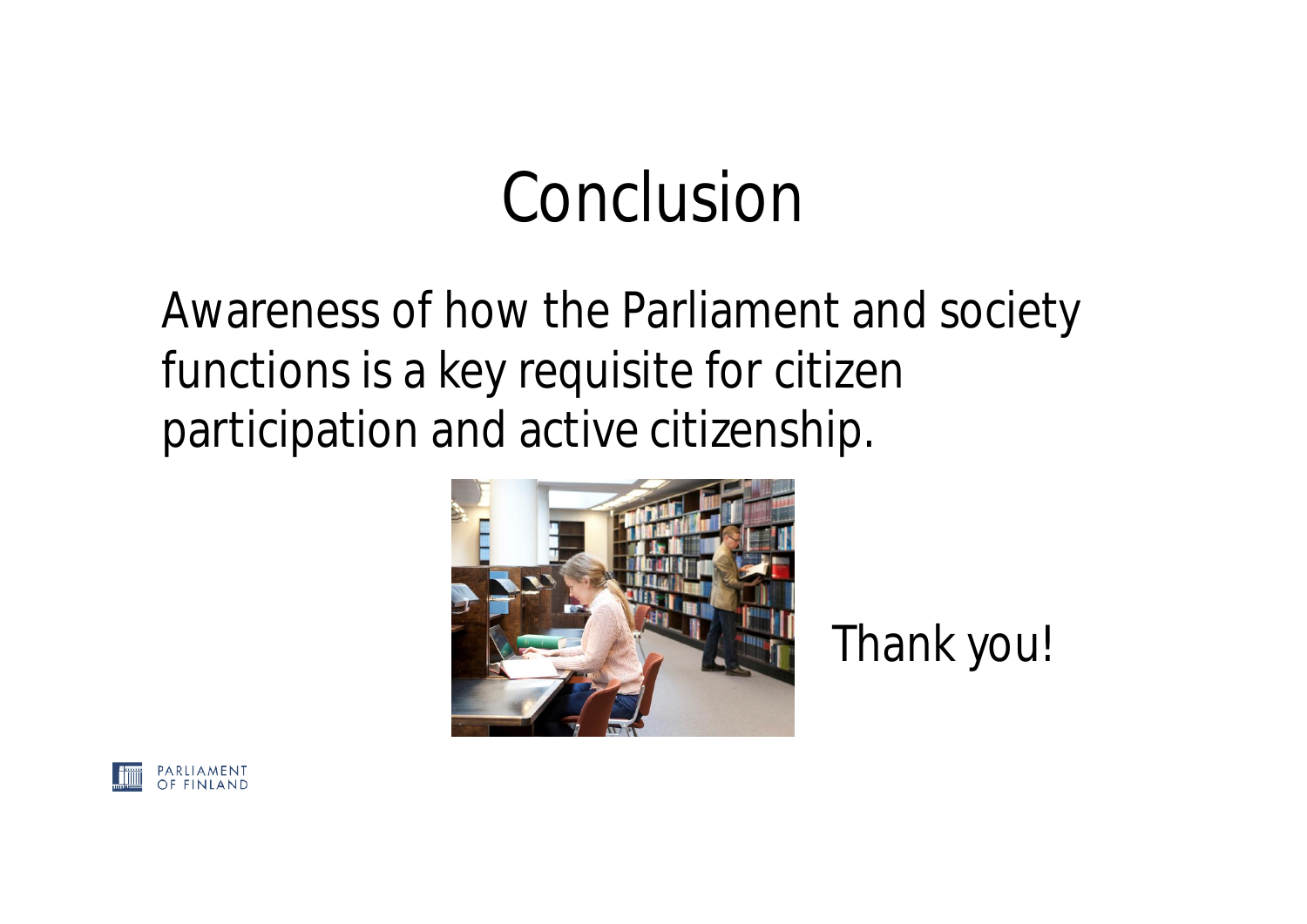# Conclusion

Awareness of how the Parliament and society functions is a key requisite for citizen participation and active citizenship.

Thank you!